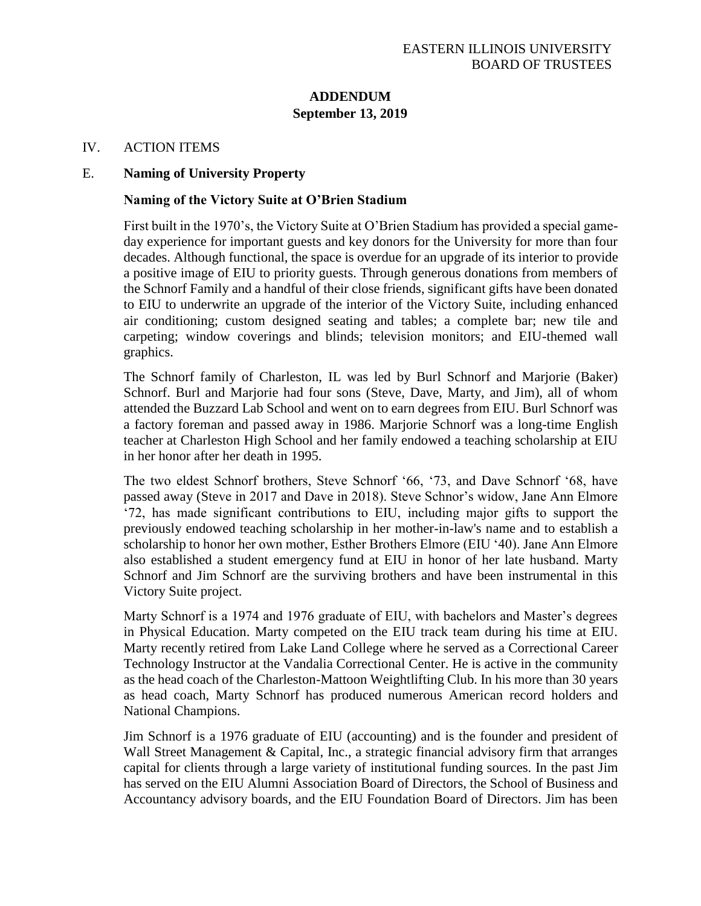EASTERN ILLINOIS UNIVERSITY
BOARD OF TRUSTEES

**ADDENDUM**
**September 13, 2019**

IV. ACTION ITEMS

E. **Naming of University Property**

**Naming of the Victory Suite at O'Brien Stadium**

First built in the 1970's, the Victory Suite at O'Brien Stadium has provided a special game-day experience for important guests and key donors for the University for more than four decades. Although functional, the space is overdue for an upgrade of its interior to provide a positive image of EIU to priority guests. Through generous donations from members of the Schnorf Family and a handful of their close friends, significant gifts have been donated to EIU to underwrite an upgrade of the interior of the Victory Suite, including enhanced air conditioning; custom designed seating and tables; a complete bar; new tile and carpeting; window coverings and blinds; television monitors; and EIU-themed wall graphics.

The Schnorf family of Charleston, IL was led by Burl Schnorf and Marjorie (Baker) Schnorf. Burl and Marjorie had four sons (Steve, Dave, Marty, and Jim), all of whom attended the Buzzard Lab School and went on to earn degrees from EIU. Burl Schnorf was a factory foreman and passed away in 1986. Marjorie Schnorf was a long-time English teacher at Charleston High School and her family endowed a teaching scholarship at EIU in her honor after her death in 1995.

The two eldest Schnorf brothers, Steve Schnorf '66, '73, and Dave Schnorf '68, have passed away (Steve in 2017 and Dave in 2018). Steve Schnor's widow, Jane Ann Elmore '72, has made significant contributions to EIU, including major gifts to support the previously endowed teaching scholarship in her mother-in-law's name and to establish a scholarship to honor her own mother, Esther Brothers Elmore (EIU '40). Jane Ann Elmore also established a student emergency fund at EIU in honor of her late husband. Marty Schnorf and Jim Schnorf are the surviving brothers and have been instrumental in this Victory Suite project.

Marty Schnorf is a 1974 and 1976 graduate of EIU, with bachelors and Master's degrees in Physical Education. Marty competed on the EIU track team during his time at EIU. Marty recently retired from Lake Land College where he served as a Correctional Career Technology Instructor at the Vandalia Correctional Center. He is active in the community as the head coach of the Charleston-Mattoon Weightlifting Club. In his more than 30 years as head coach, Marty Schnorf has produced numerous American record holders and National Champions.

Jim Schnorf is a 1976 graduate of EIU (accounting) and is the founder and president of Wall Street Management & Capital, Inc., a strategic financial advisory firm that arranges capital for clients through a large variety of institutional funding sources. In the past Jim has served on the EIU Alumni Association Board of Directors, the School of Business and Accountancy advisory boards, and the EIU Foundation Board of Directors. Jim has been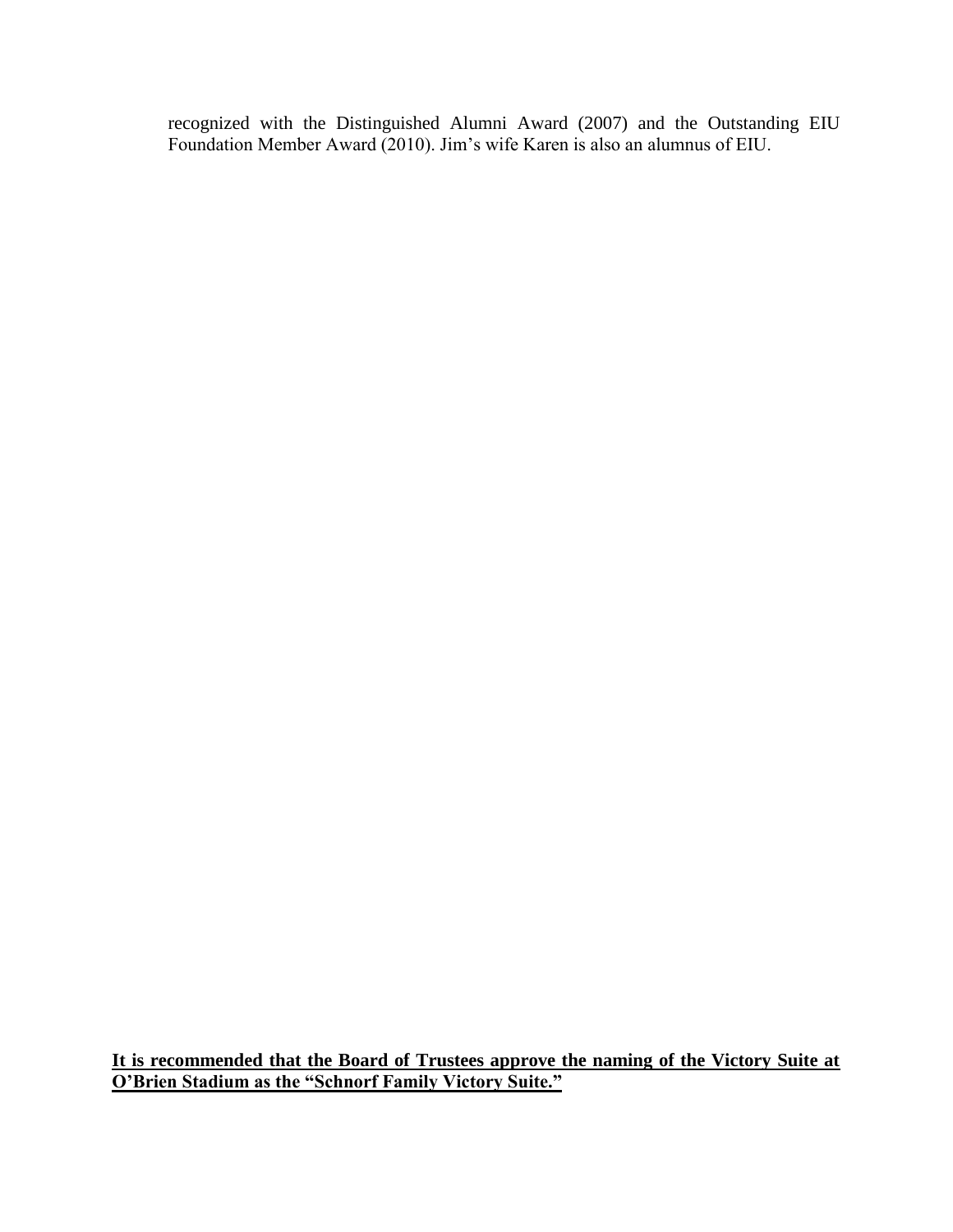recognized with the Distinguished Alumni Award (2007) and the Outstanding EIU Foundation Member Award (2010). Jim's wife Karen is also an alumnus of EIU.

**It is recommended that the Board of Trustees approve the naming of the Victory Suite at O'Brien Stadium as the "Schnorf Family Victory Suite."**